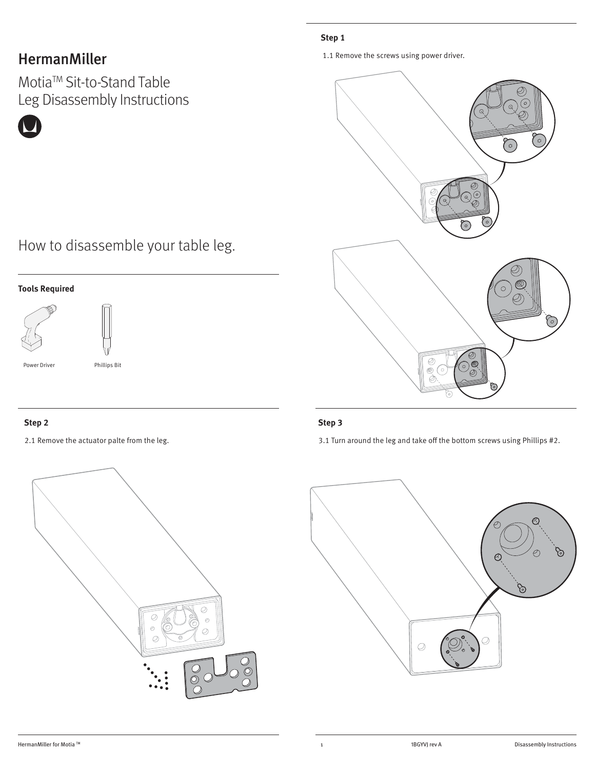# HermanMiller

Motia™ Sit-to-Stand Table
Leg Disassembly Instructions

## How to disassemble your table leg.

**Tools Required**

Power Driver

Phillips Bit

**Step 1**

1.1 Remove the screws using power driver.

**Step 2**

2.1 Remove the actuator palte from the leg.

**Step 3**

3.1 Turn around the leg and take off the bottom screws using Phillips #2.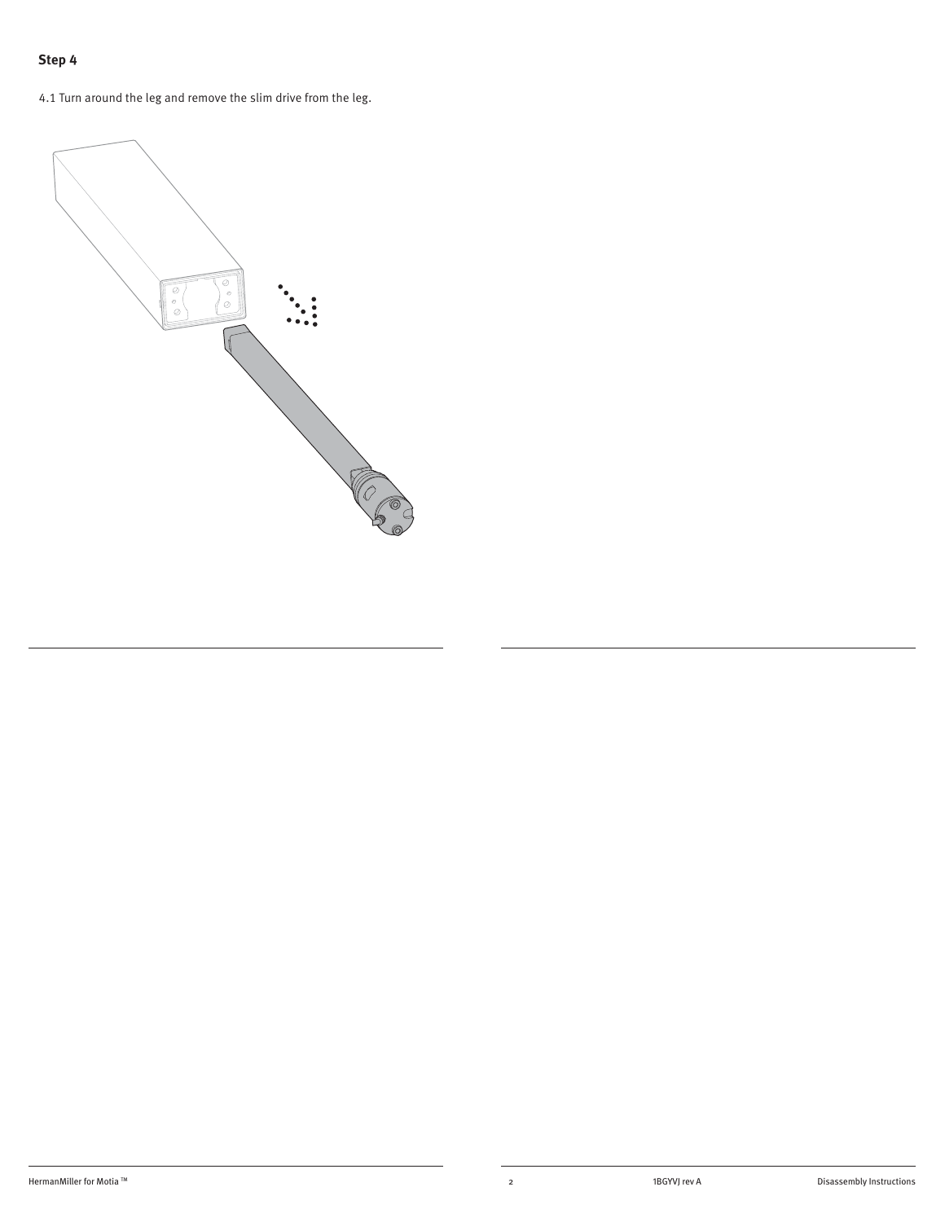## Step 4

4.1 Turn around the leg and remove the slim drive from the leg.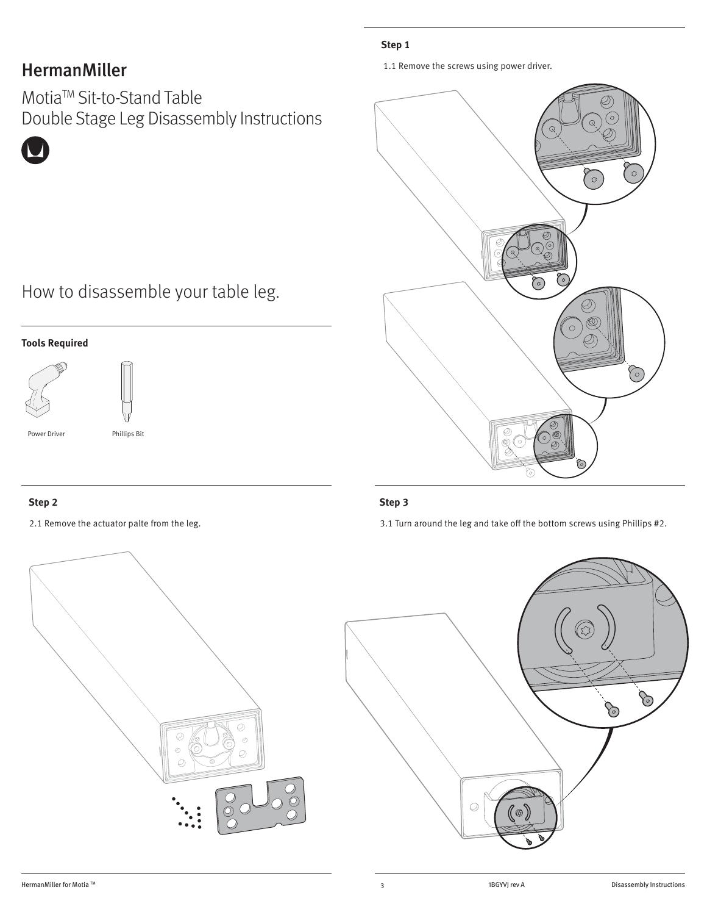# HermanMiller

## Motia™ Sit-to-Stand Table Double Stage Leg Disassembly Instructions

## How to disassemble your table leg.

**Tools Required**

Power Driver

Phillips Bit

**Step 1**

1.1 Remove the screws using power driver.

**Step 2**

2.1 Remove the actuator palte from the leg.

**Step 3**

3.1 Turn around the leg and take off the bottom screws using Phillips #2.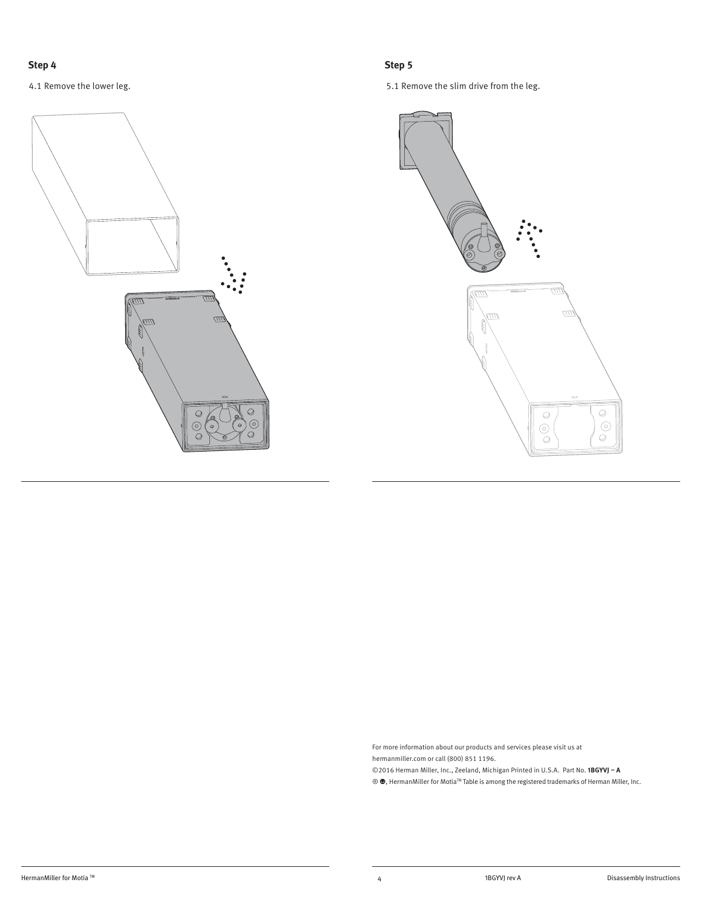### Step 4

4.1 Remove the lower leg.

### Step 5

5.1 Remove the slim drive from the leg.

For more information about our products and services please visit us at hermanmiller.com or call (800) 851 1196.

©2016 Herman Miller, Inc., Zeeland, Michigan Printed in U.S.A. Part No. **1BGYVJ – A**

® ●, HermanMiller for Motia™ Table is among the registered trademarks of Herman Miller, Inc.